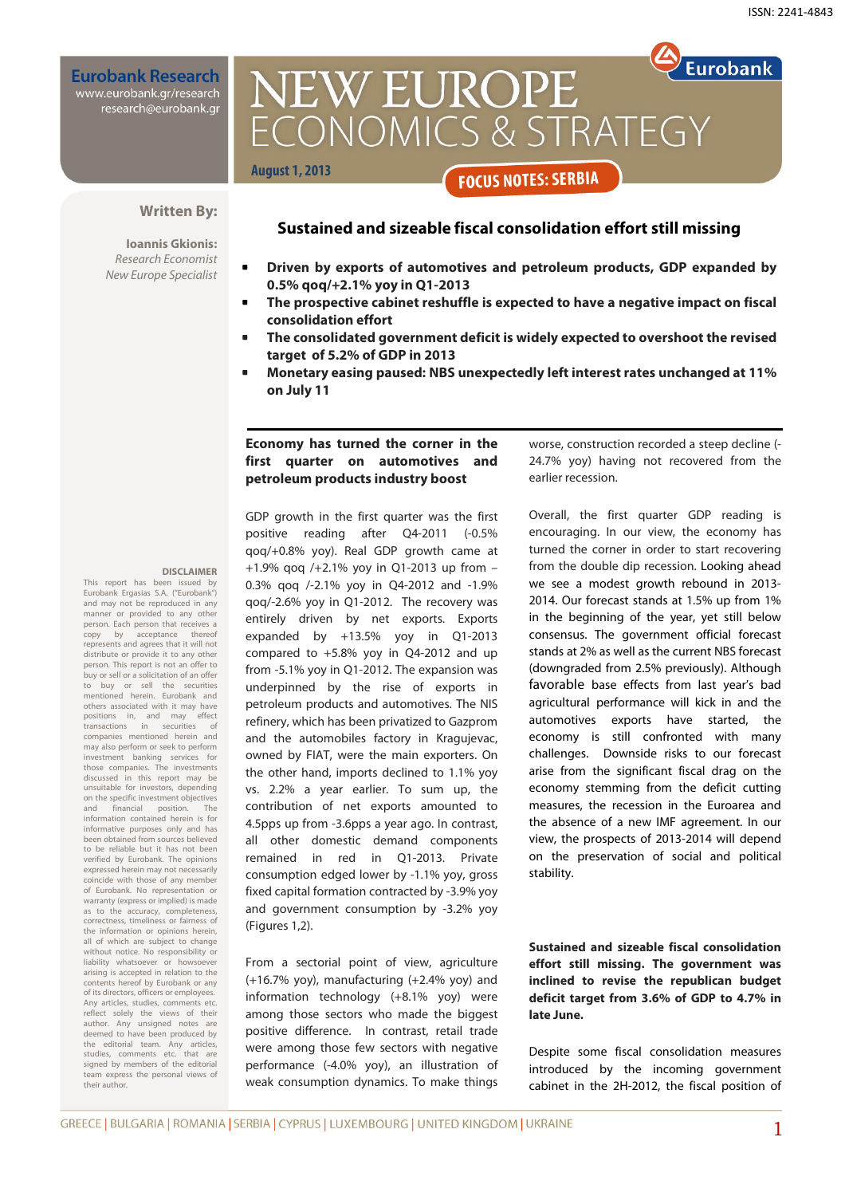ISSN: 2241-4843

**Eurobank Research**
www.eurobank.gr/research
research@eurobank.gr

# NEW EUROPE ECONOMICS & STRATEGY

**August 1, 2013**

**FOCUS NOTES: SERBIA**

**Written By:**

**Ioannis Gkionis:**
*Research Economist*
*New Europe Specialist*

## Sustained and sizeable fiscal consolidation effort still missing

- **Driven by exports of automotives and petroleum products, GDP expanded by 0.5% qoq/+2.1% yoy in Q1-2013**
- **The prospective cabinet reshuffle is expected to have a negative impact on fiscal consolidation effort**
- **The consolidated government deficit is widely expected to overshoot the revised target of 5.2% of GDP in 2013**
- **Monetary easing paused: NBS unexpectedly left interest rates unchanged at 11% on July 11**

### Economy has turned the corner in the first quarter on automotives and petroleum products industry boost

GDP growth in the first quarter was the first positive reading after Q4-2011 (-0.5% qoq/+0.8% yoy). Real GDP growth came at +1.9% qoq /+2.1% yoy in Q1-2013 up from –0.3% qoq /-2.1% yoy in Q4-2012 and -1.9% qoq/-2.6% yoy in Q1-2012. The recovery was entirely driven by net exports. Exports expanded by +13.5% yoy in Q1-2013 compared to +5.8% yoy in Q4-2012 and up from -5.1% yoy in Q1-2012. The expansion was underpinned by the rise of exports in petroleum products and automotives. The NIS refinery, which has been privatized to Gazprom and the automobiles factory in Kragujevac, owned by FIAT, were the main exporters. On the other hand, imports declined to 1.1% yoy vs. 2.2% a year earlier. To sum up, the contribution of net exports amounted to 4.5pps up from -3.6pps a year ago. In contrast, all other domestic demand components remained in red in Q1-2013. Private consumption edged lower by -1.1% yoy, gross fixed capital formation contracted by -3.9% yoy and government consumption by -3.2% yoy (Figures 1,2).

From a sectorial point of view, agriculture (+16.7% yoy), manufacturing (+2.4% yoy) and information technology (+8.1% yoy) were among those sectors who made the biggest positive difference. In contrast, retail trade were among those few sectors with negative performance (-4.0% yoy), an illustration of weak consumption dynamics. To make things worse, construction recorded a steep decline (-24.7% yoy) having not recovered from the earlier recession.

Overall, the first quarter GDP reading is encouraging. In our view, the economy has turned the corner in order to start recovering from the double dip recession. Looking ahead we see a modest growth rebound in 2013-2014. Our forecast stands at 1.5% up from 1% in the beginning of the year, yet still below consensus. The government official forecast stands at 2% as well as the current NBS forecast (downgraded from 2.5% previously). Although favorable base effects from last year's bad agricultural performance will kick in and the automotives exports have started, the economy is still confronted with many challenges. Downside risks to our forecast arise from the significant fiscal drag on the economy stemming from the deficit cutting measures, the recession in the Euroarea and the absence of a new IMF agreement. In our view, the prospects of 2013-2014 will depend on the preservation of social and political stability.

**Sustained and sizeable fiscal consolidation effort still missing. The government was inclined to revise the republican budget deficit target from 3.6% of GDP to 4.7% in late June.**

Despite some fiscal consolidation measures introduced by the incoming government cabinet in the 2H-2012, the fiscal position of

**DISCLAIMER**
This report has been issued by Eurobank Ergasias S.A. ("Eurobank") and may not be reproduced in any manner or provided to any other person. Each person that receives a copy by acceptance thereof represents and agrees that it will not distribute or provide it to any other person. This report is not an offer to buy or sell or a solicitation of an offer to buy or sell the securities mentioned herein. Eurobank and others associated with it may have positions in, and may effect transactions in securities of companies mentioned herein and may also perform or seek to perform investment banking services for those companies. The investments discussed in this report may be unsuitable for investors, depending on the specific investment objectives and financial position. The information contained herein is for informative purposes only and has been obtained from sources believed to be reliable but it has not been verified by Eurobank. The opinions expressed herein may not necessarily coincide with those of any member of Eurobank. No representation or warranty (express or implied) is made as to the accuracy, completeness, correctness, timeliness or fairness of the information or opinions herein, all of which are subject to change without notice. No responsibility or liability whatsoever or howsoever arising is accepted in relation to the contents hereof by Eurobank or any of its directors, officers or employees. Any articles, studies, comments etc. reflect solely the views of their author. Any unsigned notes are deemed to have been produced by the editorial team. Any articles, studies, comments etc. that are signed by members of the editorial team express the personal views of their author.

GREECE | BULGARIA | ROMANIA | SERBIA | CYPRUS | LUXEMBOURG | UNITED KINGDOM | UKRAINE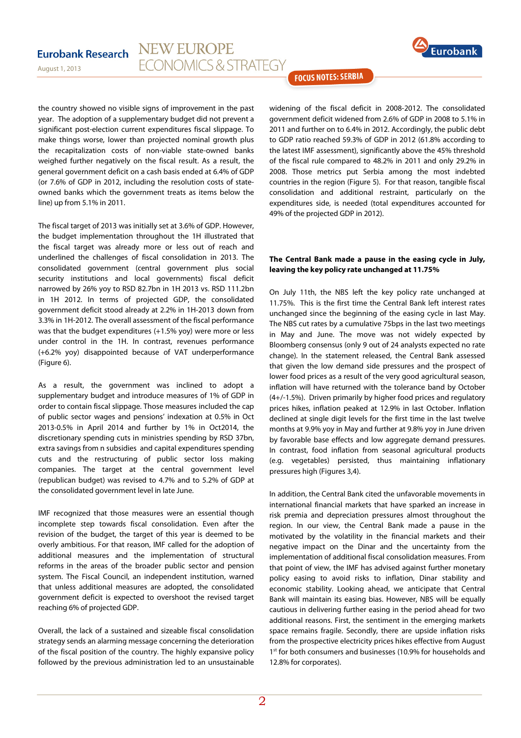the country showed no visible signs of improvement in the past year. The adoption of a supplementary budget did not prevent a significant post-election current expenditures fiscal slippage. To make things worse, lower than projected nominal growth plus the recapitalization costs of non-viable state-owned banks weighed further negatively on the fiscal result. As a result, the general government deficit on a cash basis ended at 6.4% of GDP (or 7.6% of GDP in 2012, including the resolution costs of state-owned banks which the government treats as items below the line) up from 5.1% in 2011.

The fiscal target of 2013 was initially set at 3.6% of GDP. However, the budget implementation throughout the 1H illustrated that the fiscal target was already more or less out of reach and underlined the challenges of fiscal consolidation in 2013. The consolidated government (central government plus social security institutions and local governments) fiscal deficit narrowed by 26% yoy to RSD 82.7bn in 1H 2013 vs. RSD 111.2bn in 1H 2012. In terms of projected GDP, the consolidated government deficit stood already at 2.2% in 1H-2013 down from 3.3% in 1H-2012. The overall assessment of the fiscal performance was that the budget expenditures (+1.5% yoy) were more or less under control in the 1H. In contrast, revenues performance (+6.2% yoy) disappointed because of VAT underperformance (Figure 6).

As a result, the government was inclined to adopt a supplementary budget and introduce measures of 1% of GDP in order to contain fiscal slippage. Those measures included the cap of public sector wages and pensions' indexation at 0.5% in Oct 2013-0.5% in April 2014 and further by 1% in Oct2014, the discretionary spending cuts in ministries spending by RSD 37bn, extra savings from n subsidies and capital expenditures spending cuts and the restructuring of public sector loss making companies. The target at the central government level (republican budget) was revised to 4.7% and to 5.2% of GDP at the consolidated government level in late June.

IMF recognized that those measures were an essential though incomplete step towards fiscal consolidation. Even after the revision of the budget, the target of this year is deemed to be overly ambitious. For that reason, IMF called for the adoption of additional measures and the implementation of structural reforms in the areas of the broader public sector and pension system. The Fiscal Council, an independent institution, warned that unless additional measures are adopted, the consolidated government deficit is expected to overshoot the revised target reaching 6% of projected GDP.

Overall, the lack of a sustained and sizeable fiscal consolidation strategy sends an alarming message concerning the deterioration of the fiscal position of the country. The highly expansive policy followed by the previous administration led to an unsustainable widening of the fiscal deficit in 2008-2012. The consolidated government deficit widened from 2.6% of GDP in 2008 to 5.1% in 2011 and further on to 6.4% in 2012. Accordingly, the public debt to GDP ratio reached 59.3% of GDP in 2012 (61.8% according to the latest IMF assessment), significantly above the 45% threshold of the fiscal rule compared to 48.2% in 2011 and only 29.2% in 2008. Those metrics put Serbia among the most indebted countries in the region (Figure 5). For that reason, tangible fiscal consolidation and additional restraint, particularly on the expenditures side, is needed (total expenditures accounted for 49% of the projected GDP in 2012).

**The Central Bank made a pause in the easing cycle in July, leaving the key policy rate unchanged at 11.75%**

On July 11th, the NBS left the key policy rate unchanged at 11.75%. This is the first time the Central Bank left interest rates unchanged since the beginning of the easing cycle in last May. The NBS cut rates by a cumulative 75bps in the last two meetings in May and June. The move was not widely expected by Bloomberg consensus (only 9 out of 24 analysts expected no rate change). In the statement released, the Central Bank assessed that given the low demand side pressures and the prospect of lower food prices as a result of the very good agricultural season, inflation will have returned with the tolerance band by October (4+/-1.5%). Driven primarily by higher food prices and regulatory prices hikes, inflation peaked at 12.9% in last October. Inflation declined at single digit levels for the first time in the last twelve months at 9.9% yoy in May and further at 9.8% yoy in June driven by favorable base effects and low aggregate demand pressures. In contrast, food inflation from seasonal agricultural products (e.g. vegetables) persisted, thus maintaining inflationary pressures high (Figures 3,4).

In addition, the Central Bank cited the unfavorable movements in international financial markets that have sparked an increase in risk premia and depreciation pressures almost throughout the region. In our view, the Central Bank made a pause in the easing cycle motivated by the volatility in the financial markets and their negative impact on the Dinar and the uncertainty from the implementation of additional fiscal consolidation measures. From that point of view, the IMF has advised against further monetary policy easing to avoid risks to inflation, Dinar stability and economic stability. Looking ahead, we anticipate that Central Bank will maintain its easing bias. However, NBS will be equally cautious in delivering further easing in the period ahead for two additional reasons. First, the sentiment in the emerging markets space remains fragile. Secondly, there are upside inflation risks from the prospective electricity prices hikes effective from August 1st for both consumers and businesses (10.9% for households and 12.8% for corporates).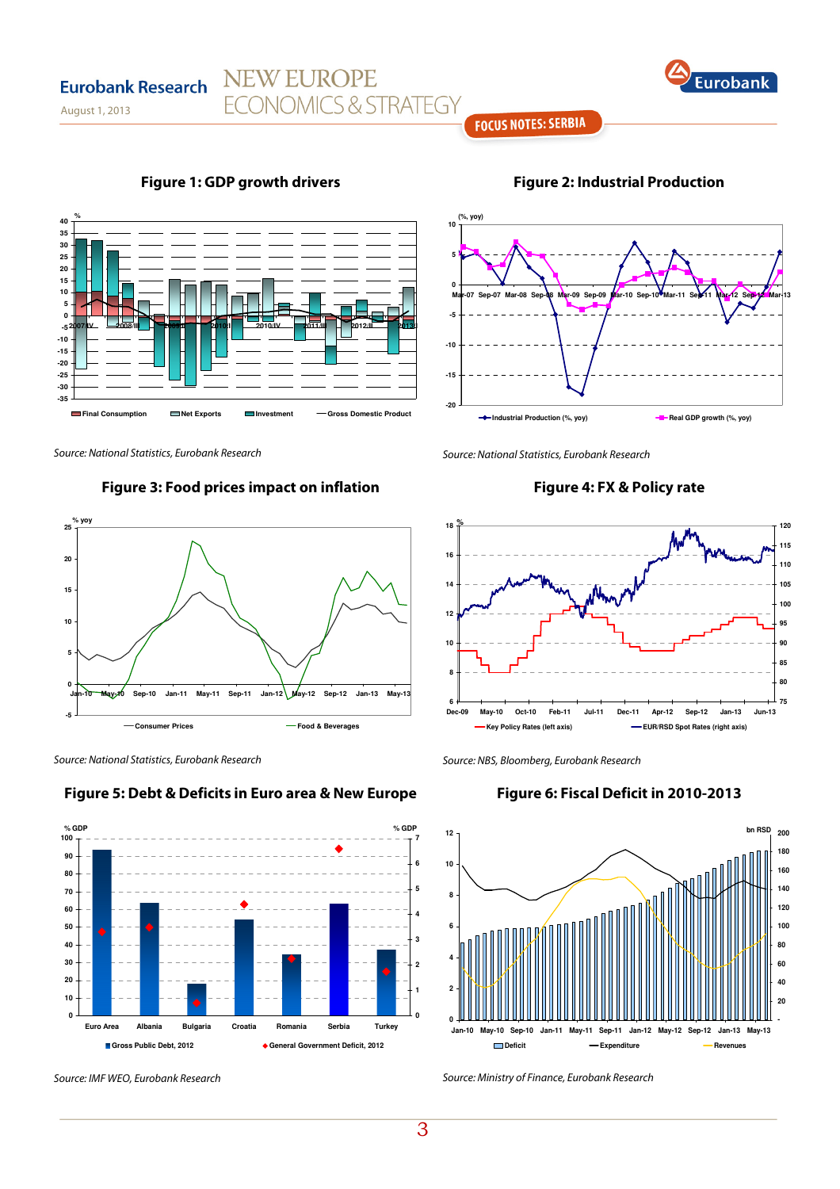**Figure 1: GDP growth drivers**

*Source: National Statistics, Eurobank Research*

**Figure 2: Industrial Production**

*Source: National Statistics, Eurobank Research*

**Figure 3: Food prices impact on inflation**

*Source: National Statistics, Eurobank Research*

**Figure 4: FX & Policy rate**

*Source: NBS, Bloomberg, Eurobank Research*

**Figure 5: Debt & Deficits in Euro area & New Europe**

*Source: IMF WEO, Eurobank Research*

**Figure 6: Fiscal Deficit in 2010-2013**

*Source: Ministry of Finance, Eurobank Research*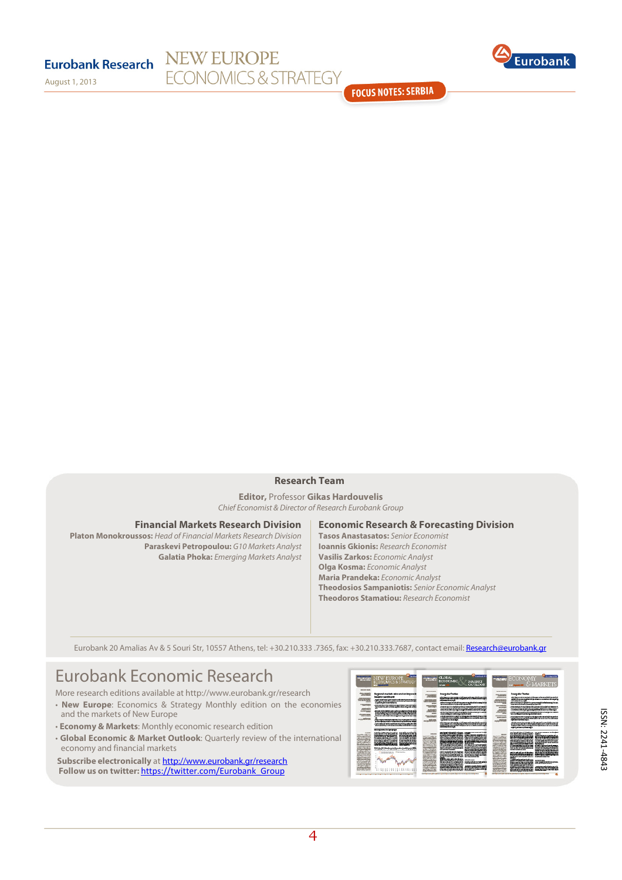## Research Team

**Editor,** Professor **Gikas Hardouvelis**
*Chief Economist & Director of Research Eurobank Group*

### Financial Markets Research Division

**Platon Monokroussos:** *Head of Financial Markets Research Division*
**Paraskevi Petropoulou:** *G10 Markets Analyst*
**Galatia Phoka:** *Emerging Markets Analyst*

### Economic Research & Forecasting Division

**Tasos Anastasatos:** *Senior Economist*
**Ioannis Gkionis:** *Research Economist*
**Vasilis Zarkos:** *Economic Analyst*
**Olga Kosma:** *Economic Analyst*
**Maria Prandeka:** *Economic Analyst*
**Theodosios Sampaniotis:** *Senior Economic Analyst*
**Theodoros Stamatiou:** *Research Economist*

Eurobank 20 Amalias Av & 5 Souri Str, 10557 Athens, tel: +30.210.333 .7365, fax: +30.210.333.7687, contact email: Research@eurobank.gr

# Eurobank Economic Research

More research editions available at http://www.eurobank.gr/research

- **New Europe**: Economics & Strategy Monthly edition on the economies and the markets of New Europe
- **Economy & Markets**: Monthly economic research edition
- **Global Economic & Market Outlook**: Quarterly review of the international economy and financial markets

**Subscribe electronically** at http://www.eurobank.gr/research
**Follow us on twitter:** https://twitter.com/Eurobank_Group

ISSN: 2241-4843